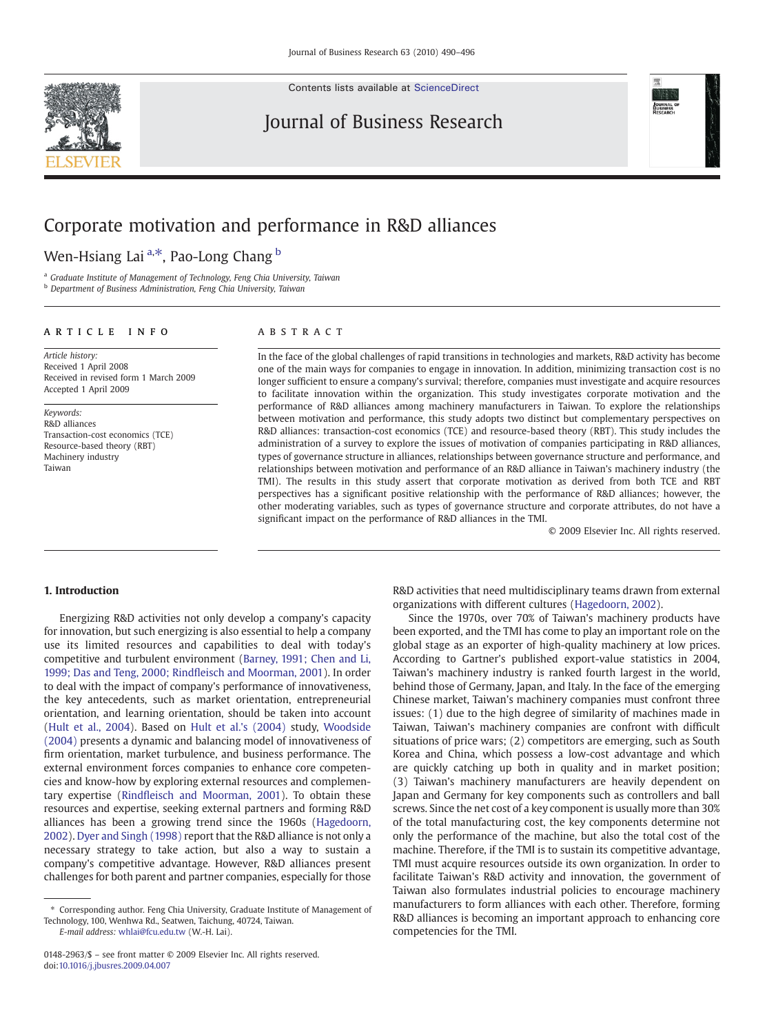# Corporate motivation and performance in R&D alliances

Wen-Hsiang Lai [a,*], Pao-Long Chang [b]

[a] Graduate Institute of Management of Technology, Feng Chia University, Taiwan
[b] Department of Business Administration, Feng Chia University, Taiwan

## ARTICLE INFO

*Article history:*
Received 1 April 2008
Received in revised form 1 March 2009
Accepted 1 April 2009

*Keywords:*
R&D alliances
Transaction-cost economics (TCE)
Resource-based theory (RBT)
Machinery industry
Taiwan

## ABSTRACT

In the face of the global challenges of rapid transitions in technologies and markets, R&D activity has become one of the main ways for companies to engage in innovation. In addition, minimizing transaction cost is no longer sufficient to ensure a company's survival; therefore, companies must investigate and acquire resources to facilitate innovation within the organization. This study investigates corporate motivation and the performance of R&D alliances among machinery manufacturers in Taiwan. To explore the relationships between motivation and performance, this study adopts two distinct but complementary perspectives on R&D alliances: transaction-cost economics (TCE) and resource-based theory (RBT). This study includes the administration of a survey to explore the issues of motivation of companies participating in R&D alliances, types of governance structure in alliances, relationships between governance structure and performance, and relationships between motivation and performance of an R&D alliance in Taiwan's machinery industry (the TMI). The results in this study assert that corporate motivation as derived from both TCE and RBT perspectives has a significant positive relationship with the performance of R&D alliances; however, the other moderating variables, such as types of governance structure and corporate attributes, do not have a significant impact on the performance of R&D alliances in the TMI.

© 2009 Elsevier Inc. All rights reserved.

## 1. Introduction

Energizing R&D activities not only develop a company's capacity for innovation, but such energizing is also essential to help a company use its limited resources and capabilities to deal with today's competitive and turbulent environment (Barney, 1991; Chen and Li, 1999; Das and Teng, 2000; Rindfleisch and Moorman, 2001). In order to deal with the impact of company's performance of innovativeness, the key antecedents, such as market orientation, entrepreneurial orientation, and learning orientation, should be taken into account (Hult et al., 2004). Based on Hult et al.'s (2004) study, Woodside (2004) presents a dynamic and balancing model of innovativeness of firm orientation, market turbulence, and business performance. The external environment forces companies to enhance core competencies and know-how by exploring external resources and complementary expertise (Rindfleisch and Moorman, 2001). To obtain these resources and expertise, seeking external partners and forming R&D alliances has been a growing trend since the 1960s (Hagedoorn, 2002). Dyer and Singh (1998) report that the R&D alliance is not only a necessary strategy to take action, but also a way to sustain a company's competitive advantage. However, R&D alliances present challenges for both parent and partner companies, especially for those R&D activities that need multidisciplinary teams drawn from external organizations with different cultures (Hagedoorn, 2002).

Since the 1970s, over 70% of Taiwan's machinery products have been exported, and the TMI has come to play an important role on the global stage as an exporter of high-quality machinery at low prices. According to Gartner's published export-value statistics in 2004, Taiwan's machinery industry is ranked fourth largest in the world, behind those of Germany, Japan, and Italy. In the face of the emerging Chinese market, Taiwan's machinery companies must confront three issues: (1) due to the high degree of similarity of machines made in Taiwan, Taiwan's machinery companies are confront with difficult situations of price wars; (2) competitors are emerging, such as South Korea and China, which possess a low-cost advantage and which are quickly catching up both in quality and in market position; (3) Taiwan's machinery manufacturers are heavily dependent on Japan and Germany for key components such as controllers and ball screws. Since the net cost of a key component is usually more than 30% of the total manufacturing cost, the key components determine not only the performance of the machine, but also the total cost of the machine. Therefore, if the TMI is to sustain its competitive advantage, TMI must acquire resources outside its own organization. In order to facilitate Taiwan's R&D activity and innovation, the government of Taiwan also formulates industrial policies to encourage machinery manufacturers to form alliances with each other. Therefore, forming R&D alliances is becoming an important approach to enhancing core competencies for the TMI.

\* Corresponding author. Feng Chia University, Graduate Institute of Management of Technology, 100, Wenhwa Rd., Seatwen, Taichung, 40724, Taiwan.
*E-mail address:* whlai@fcu.edu.tw (W.-H. Lai).

0148-2963/$ – see front matter © 2009 Elsevier Inc. All rights reserved.
doi:10.1016/j.jbusres.2009.04.007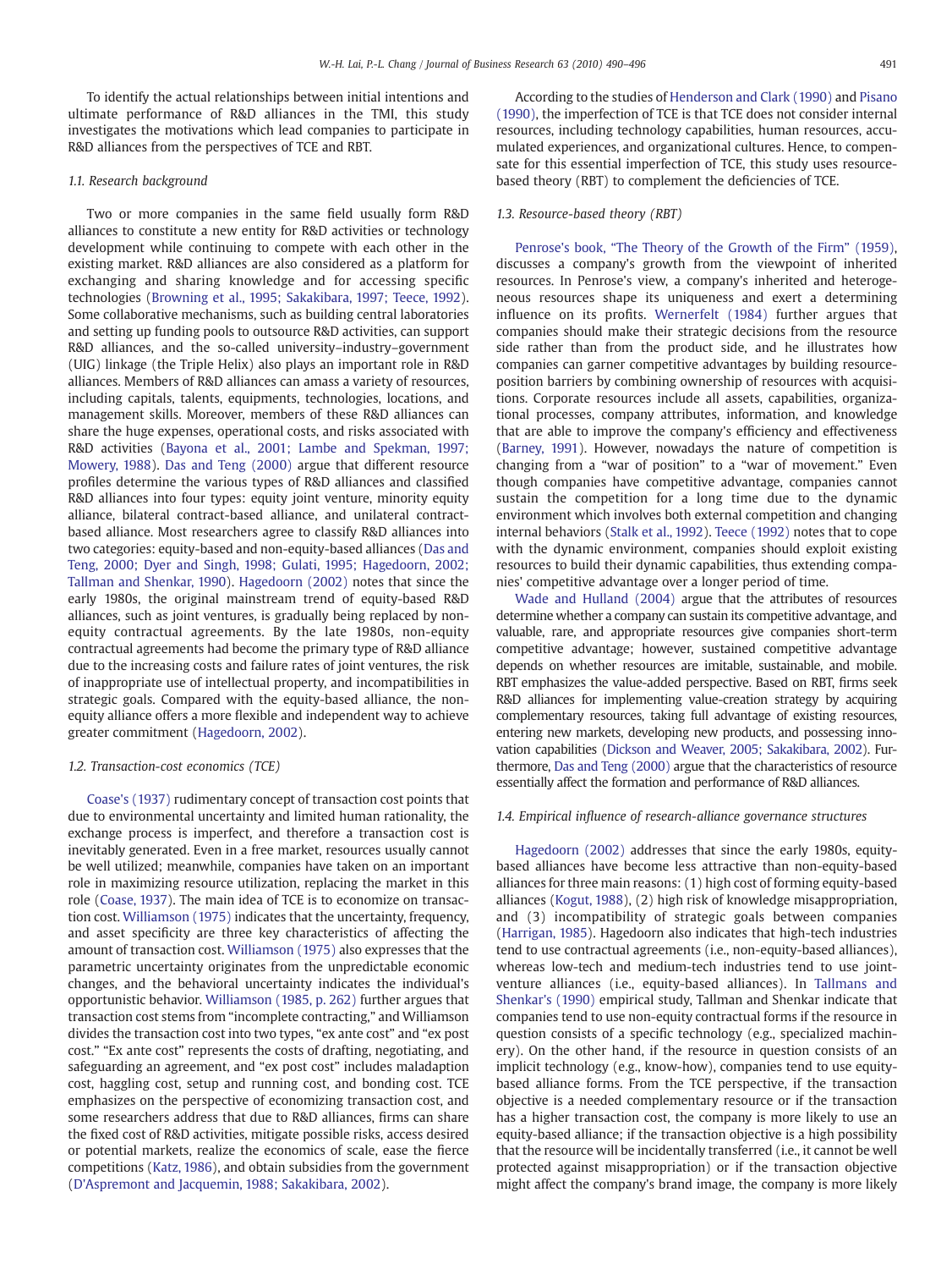To identify the actual relationships between initial intentions and ultimate performance of R&D alliances in the TMI, this study investigates the motivations which lead companies to participate in R&D alliances from the perspectives of TCE and RBT.

### 1.1. Research background

Two or more companies in the same field usually form R&D alliances to constitute a new entity for R&D activities or technology development while continuing to compete with each other in the existing market. R&D alliances are also considered as a platform for exchanging and sharing knowledge and for accessing specific technologies (Browning et al., 1995; Sakakibara, 1997; Teece, 1992). Some collaborative mechanisms, such as building central laboratories and setting up funding pools to outsource R&D activities, can support R&D alliances, and the so-called university–industry–government (UIG) linkage (the Triple Helix) also plays an important role in R&D alliances. Members of R&D alliances can amass a variety of resources, including capitals, talents, equipments, technologies, locations, and management skills. Moreover, members of these R&D alliances can share the huge expenses, operational costs, and risks associated with R&D activities (Bayona et al., 2001; Lambe and Spekman, 1997; Mowery, 1988). Das and Teng (2000) argue that different resource profiles determine the various types of R&D alliances and classified R&D alliances into four types: equity joint venture, minority equity alliance, bilateral contract-based alliance, and unilateral contract-based alliance. Most researchers agree to classify R&D alliances into two categories: equity-based and non-equity-based alliances (Das and Teng, 2000; Dyer and Singh, 1998; Gulati, 1995; Hagedoorn, 2002; Tallman and Shenkar, 1990). Hagedoorn (2002) notes that since the early 1980s, the original mainstream trend of equity-based R&D alliances, such as joint ventures, is gradually being replaced by non-equity contractual agreements. By the late 1980s, non-equity contractual agreements had become the primary type of R&D alliance due to the increasing costs and failure rates of joint ventures, the risk of inappropriate use of intellectual property, and incompatibilities in strategic goals. Compared with the equity-based alliance, the non-equity alliance offers a more flexible and independent way to achieve greater commitment (Hagedoorn, 2002).

### 1.2. Transaction-cost economics (TCE)

Coase's (1937) rudimentary concept of transaction cost points that due to environmental uncertainty and limited human rationality, the exchange process is imperfect, and therefore a transaction cost is inevitably generated. Even in a free market, resources usually cannot be well utilized; meanwhile, companies have taken on an important role in maximizing resource utilization, replacing the market in this role (Coase, 1937). The main idea of TCE is to economize on transaction cost. Williamson (1975) indicates that the uncertainty, frequency, and asset specificity are three key characteristics of affecting the amount of transaction cost. Williamson (1975) also expresses that the parametric uncertainty originates from the unpredictable economic changes, and the behavioral uncertainty indicates the individual's opportunistic behavior. Williamson (1985, p. 262) further argues that transaction cost stems from "incomplete contracting," and Williamson divides the transaction cost into two types, "ex ante cost" and "ex post cost." "Ex ante cost" represents the costs of drafting, negotiating, and safeguarding an agreement, and "ex post cost" includes maladaption cost, haggling cost, setup and running cost, and bonding cost. TCE emphasizes on the perspective of economizing transaction cost, and some researchers address that due to R&D alliances, firms can share the fixed cost of R&D activities, mitigate possible risks, access desired or potential markets, realize the economics of scale, ease the fierce competitions (Katz, 1986), and obtain subsidies from the government (D'Aspremont and Jacquemin, 1988; Sakakibara, 2002).

According to the studies of Henderson and Clark (1990) and Pisano (1990), the imperfection of TCE is that TCE does not consider internal resources, including technology capabilities, human resources, accumulated experiences, and organizational cultures. Hence, to compensate for this essential imperfection of TCE, this study uses resource-based theory (RBT) to complement the deficiencies of TCE.

### 1.3. Resource-based theory (RBT)

Penrose's book, "The Theory of the Growth of the Firm" (1959), discusses a company's growth from the viewpoint of inherited resources. In Penrose's view, a company's inherited and heterogeneous resources shape its uniqueness and exert a determining influence on its profits. Wernerfelt (1984) further argues that companies should make their strategic decisions from the resource side rather than from the product side, and he illustrates how companies can garner competitive advantages by building resource-position barriers by combining ownership of resources with acquisitions. Corporate resources include all assets, capabilities, organizational processes, company attributes, information, and knowledge that are able to improve the company's efficiency and effectiveness (Barney, 1991). However, nowadays the nature of competition is changing from a "war of position" to a "war of movement." Even though companies have competitive advantage, companies cannot sustain the competition for a long time due to the dynamic environment which involves both external competition and changing internal behaviors (Stalk et al., 1992). Teece (1992) notes that to cope with the dynamic environment, companies should exploit existing resources to build their dynamic capabilities, thus extending companies' competitive advantage over a longer period of time.

Wade and Hulland (2004) argue that the attributes of resources determine whether a company can sustain its competitive advantage, and valuable, rare, and appropriate resources give companies short-term competitive advantage; however, sustained competitive advantage depends on whether resources are imitable, sustainable, and mobile. RBT emphasizes the value-added perspective. Based on RBT, firms seek R&D alliances for implementing value-creation strategy by acquiring complementary resources, taking full advantage of existing resources, entering new markets, developing new products, and possessing innovation capabilities (Dickson and Weaver, 2005; Sakakibara, 2002). Furthermore, Das and Teng (2000) argue that the characteristics of resource essentially affect the formation and performance of R&D alliances.

### 1.4. Empirical influence of research-alliance governance structures

Hagedoorn (2002) addresses that since the early 1980s, equity-based alliances have become less attractive than non-equity-based alliances for three main reasons: (1) high cost of forming equity-based alliances (Kogut, 1988), (2) high risk of knowledge misappropriation, and (3) incompatibility of strategic goals between companies (Harrigan, 1985). Hagedoorn also indicates that high-tech industries tend to use contractual agreements (i.e., non-equity-based alliances), whereas low-tech and medium-tech industries tend to use joint-venture alliances (i.e., equity-based alliances). In Tallmans and Shenkar's (1990) empirical study, Tallman and Shenkar indicate that companies tend to use non-equity contractual forms if the resource in question consists of a specific technology (e.g., specialized machinery). On the other hand, if the resource in question consists of an implicit technology (e.g., know-how), companies tend to use equity-based alliance forms. From the TCE perspective, if the transaction objective is a needed complementary resource or if the transaction has a higher transaction cost, the company is more likely to use an equity-based alliance; if the transaction objective is a high possibility that the resource will be incidentally transferred (i.e., it cannot be well protected against misappropriation) or if the transaction objective might affect the company's brand image, the company is more likely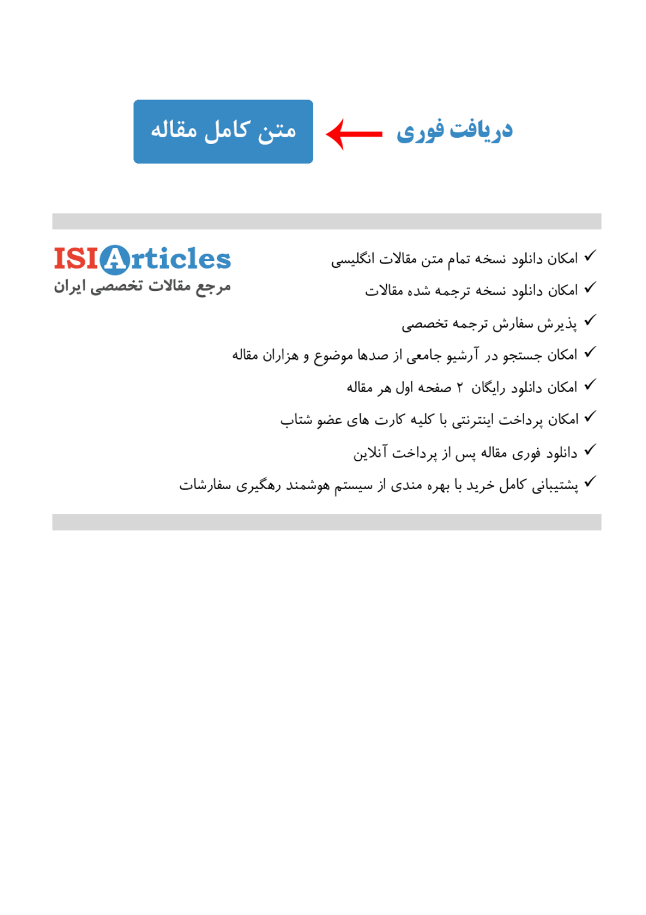دریافت فوری ← متن کامل مقاله

**ISIArticles**
مرجع مقالات تخصصی ایران

- ✓ امکان دانلود نسخه تمام متن مقالات انگلیسی
- ✓ امکان دانلود نسخه ترجمه شده مقالات
- ✓ پذیرش سفارش ترجمه تخصصی
- ✓ امکان جستجو در آرشیو جامعی از صدها موضوع و هزاران مقاله
- ✓ امکان دانلود رایگان ۲ صفحه اول هر مقاله
- ✓ امکان پرداخت اینترنتی با کلیه کارت های عضو شتاب
- ✓ دانلود فوری مقاله پس از پرداخت آنلاین
- ✓ پشتیبانی کامل خرید با بهره مندی از سیستم هوشمند رهگیری سفارشات